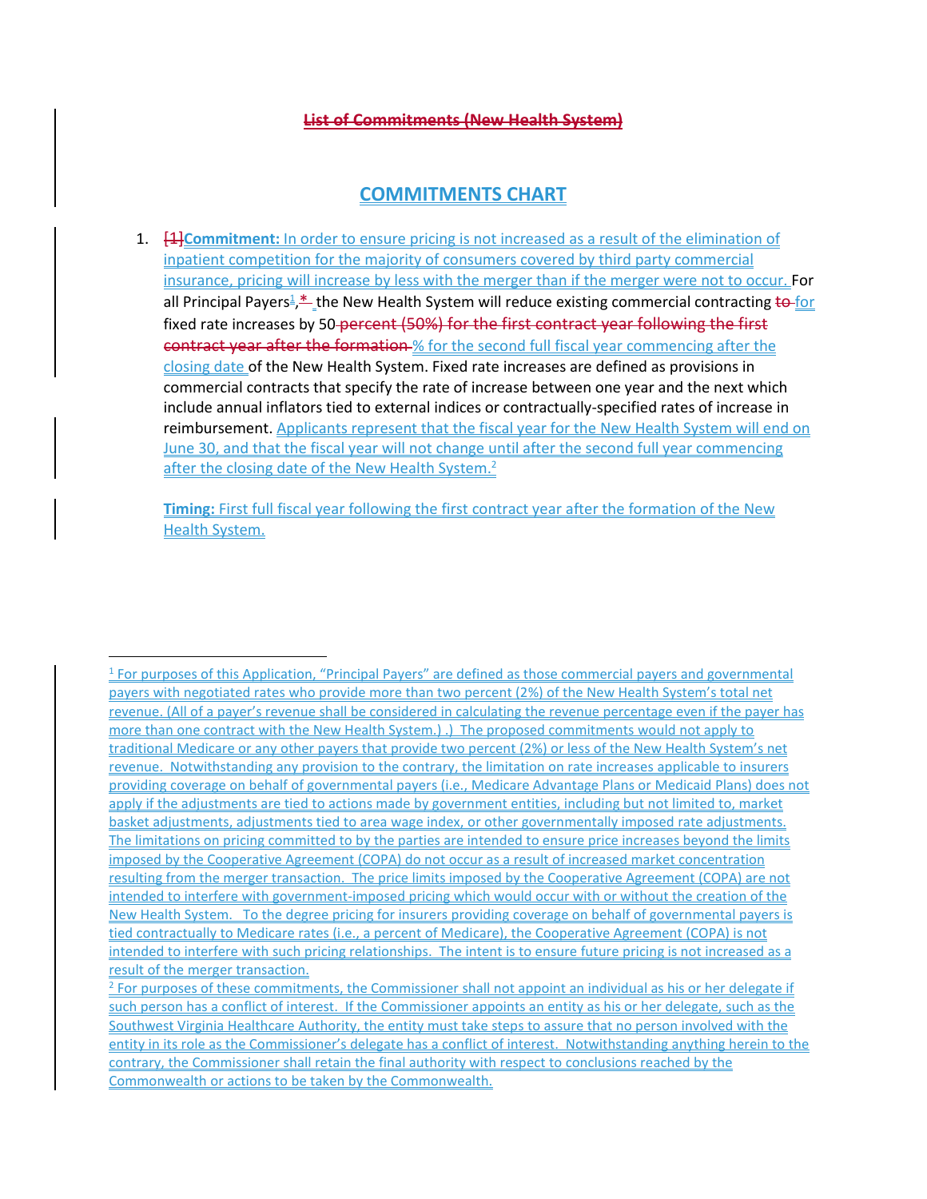~~List of Commitments (New Health System)~~

# COMMITMENTS CHART

1. ~~[1]~~**Commitment:** In order to ensure pricing is not increased as a result of the elimination of inpatient competition for the majority of consumers covered by third party commercial insurance, pricing will increase by less with the merger than if the merger were not to occur. For all Principal Payers[1],~~*~~ the New Health System will reduce existing commercial contracting ~~to~~ for fixed rate increases by 50 ~~percent (50%) for the first contract year following the first contract year after the formation~~ % for the second full fiscal year commencing after the closing date of the New Health System. Fixed rate increases are defined as provisions in commercial contracts that specify the rate of increase between one year and the next which include annual inflators tied to external indices or contractually-specified rates of increase in reimbursement. Applicants represent that the fiscal year for the New Health System will end on June 30, and that the fiscal year will not change until after the second full year commencing after the closing date of the New Health System.[2]

   **Timing:** First full fiscal year following the first contract year after the formation of the New Health System.

---

[1] For purposes of this Application, "Principal Payers" are defined as those commercial payers and governmental payers with negotiated rates who provide more than two percent (2%) of the New Health System's total net revenue. (All of a payer's revenue shall be considered in calculating the revenue percentage even if the payer has more than one contract with the New Health System.) .) The proposed commitments would not apply to traditional Medicare or any other payers that provide two percent (2%) or less of the New Health System's net revenue. Notwithstanding any provision to the contrary, the limitation on rate increases applicable to insurers providing coverage on behalf of governmental payers (i.e., Medicare Advantage Plans or Medicaid Plans) does not apply if the adjustments are tied to actions made by government entities, including but not limited to, market basket adjustments, adjustments tied to area wage index, or other governmentally imposed rate adjustments. The limitations on pricing committed to by the parties are intended to ensure price increases beyond the limits imposed by the Cooperative Agreement (COPA) do not occur as a result of increased market concentration resulting from the merger transaction. The price limits imposed by the Cooperative Agreement (COPA) are not intended to interfere with government-imposed pricing which would occur with or without the creation of the New Health System. To the degree pricing for insurers providing coverage on behalf of governmental payers is tied contractually to Medicare rates (i.e., a percent of Medicare), the Cooperative Agreement (COPA) is not intended to interfere with such pricing relationships. The intent is to ensure future pricing is not increased as a result of the merger transaction.

[2] For purposes of these commitments, the Commissioner shall not appoint an individual as his or her delegate if such person has a conflict of interest. If the Commissioner appoints an entity as his or her delegate, such as the Southwest Virginia Healthcare Authority, the entity must take steps to assure that no person involved with the entity in its role as the Commissioner's delegate has a conflict of interest. Notwithstanding anything herein to the contrary, the Commissioner shall retain the final authority with respect to conclusions reached by the Commonwealth or actions to be taken by the Commonwealth.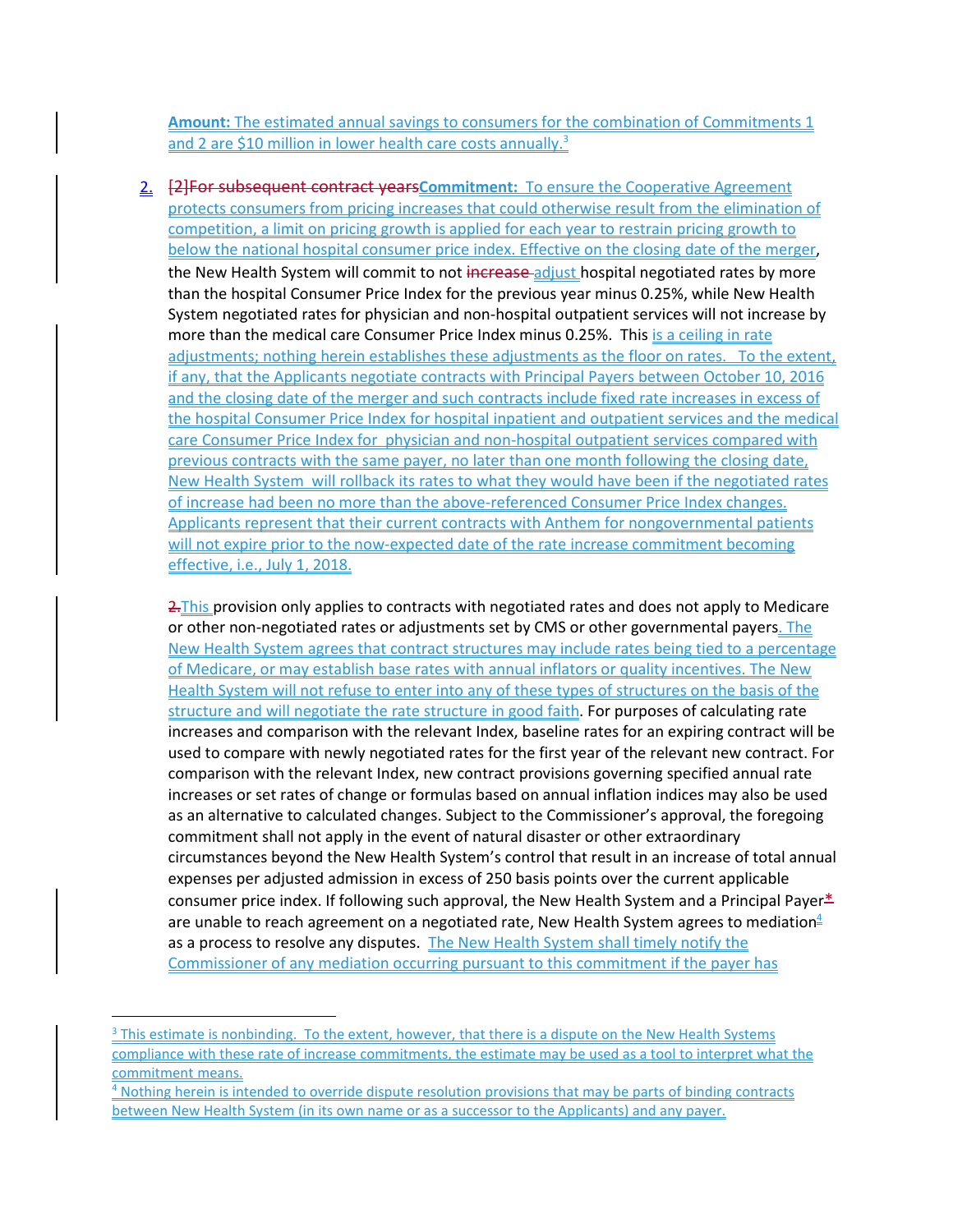**Amount:** The estimated annual savings to consumers for the combination of Commitments 1 and 2 are $10 million in lower health care costs annually.[3]

2. [2]For subsequent contract years**Commitment:** To ensure the Cooperative Agreement protects consumers from pricing increases that could otherwise result from the elimination of competition, a limit on pricing growth is applied for each year to restrain pricing growth to below the national hospital consumer price index. Effective on the closing date of the merger, the New Health System will commit to not increase adjust hospital negotiated rates by more than the hospital Consumer Price Index for the previous year minus 0.25%, while New Health System negotiated rates for physician and non-hospital outpatient services will not increase by more than the medical care Consumer Price Index minus 0.25%. This is a ceiling in rate adjustments; nothing herein establishes these adjustments as the floor on rates. To the extent, if any, that the Applicants negotiate contracts with Principal Payers between October 10, 2016 and the closing date of the merger and such contracts include fixed rate increases in excess of the hospital Consumer Price Index for hospital inpatient and outpatient services and the medical care Consumer Price Index for physician and non-hospital outpatient services compared with previous contracts with the same payer, no later than one month following the closing date, New Health System will rollback its rates to what they would have been if the negotiated rates of increase had been no more than the above-referenced Consumer Price Index changes. Applicants represent that their current contracts with Anthem for nongovernmental patients will not expire prior to the now-expected date of the rate increase commitment becoming effective, i.e., July 1, 2018.

2.This provision only applies to contracts with negotiated rates and does not apply to Medicare or other non-negotiated rates or adjustments set by CMS or other governmental payers. The New Health System agrees that contract structures may include rates being tied to a percentage of Medicare, or may establish base rates with annual inflators or quality incentives. The New Health System will not refuse to enter into any of these types of structures on the basis of the structure and will negotiate the rate structure in good faith. For purposes of calculating rate increases and comparison with the relevant Index, baseline rates for an expiring contract will be used to compare with newly negotiated rates for the first year of the relevant new contract. For comparison with the relevant Index, new contract provisions governing specified annual rate increases or set rates of change or formulas based on annual inflation indices may also be used as an alternative to calculated changes. Subject to the Commissioner's approval, the foregoing commitment shall not apply in the event of natural disaster or other extraordinary circumstances beyond the New Health System's control that result in an increase of total annual expenses per adjusted admission in excess of 250 basis points over the current applicable consumer price index. If following such approval, the New Health System and a Principal Payer* are unable to reach agreement on a negotiated rate, New Health System agrees to mediation[4] as a process to resolve any disputes. The New Health System shall timely notify the Commissioner of any mediation occurring pursuant to this commitment if the payer has

---

[3] This estimate is nonbinding. To the extent, however, that there is a dispute on the New Health Systems compliance with these rate of increase commitments, the estimate may be used as a tool to interpret what the commitment means.

[4] Nothing herein is intended to override dispute resolution provisions that may be parts of binding contracts between New Health System (in its own name or as a successor to the Applicants) and any payer.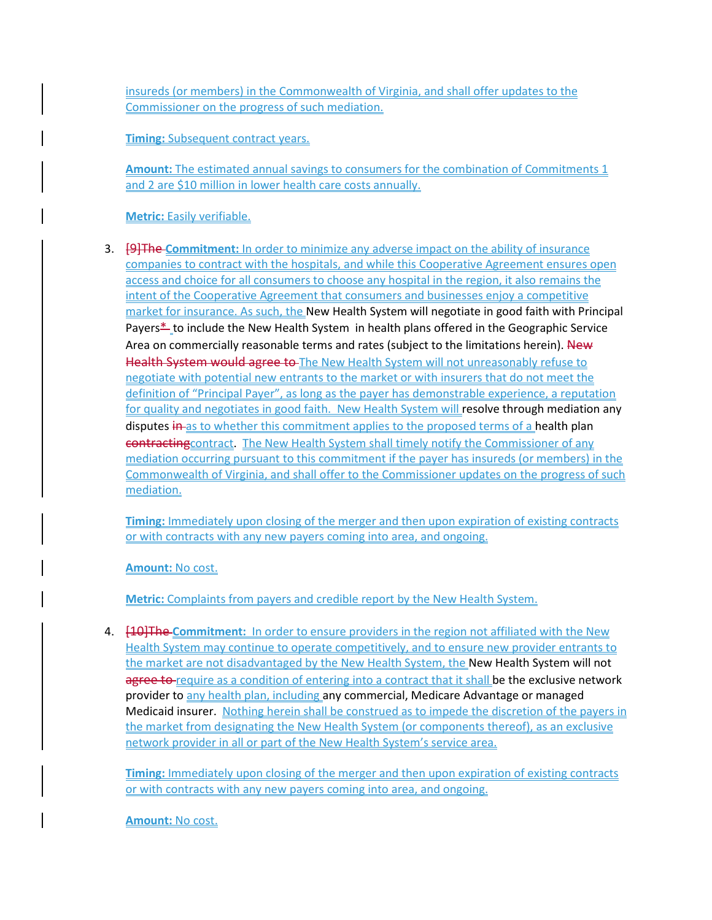insureds (or members) in the Commonwealth of Virginia, and shall offer updates to the Commissioner on the progress of such mediation.

**Timing:** Subsequent contract years.

**Amount:** The estimated annual savings to consumers for the combination of Commitments 1 and 2 are $10 million in lower health care costs annually.

**Metric:** Easily verifiable.

3. [9]The **Commitment:** In order to minimize any adverse impact on the ability of insurance companies to contract with the hospitals, and while this Cooperative Agreement ensures open access and choice for all consumers to choose any hospital in the region, it also remains the intent of the Cooperative Agreement that consumers and businesses enjoy a competitive market for insurance. As such, the New Health System will negotiate in good faith with Principal Payers* to include the New Health System in health plans offered in the Geographic Service Area on commercially reasonable terms and rates (subject to the limitations herein). New Health System would agree to The New Health System will not unreasonably refuse to negotiate with potential new entrants to the market or with insurers that do not meet the definition of "Principal Payer", as long as the payer has demonstrable experience, a reputation for quality and negotiates in good faith. New Health System will resolve through mediation any disputes in as to whether this commitment applies to the proposed terms of a health plan contracting contract. The New Health System shall timely notify the Commissioner of any mediation occurring pursuant to this commitment if the payer has insureds (or members) in the Commonwealth of Virginia, and shall offer to the Commissioner updates on the progress of such mediation.

   **Timing:** Immediately upon closing of the merger and then upon expiration of existing contracts or with contracts with any new payers coming into area, and ongoing.

   **Amount:** No cost.

   **Metric:** Complaints from payers and credible report by the New Health System.

4. [10]The **Commitment:** In order to ensure providers in the region not affiliated with the New Health System may continue to operate competitively, and to ensure new provider entrants to the market are not disadvantaged by the New Health System, the New Health System will not agree to require as a condition of entering into a contract that it shall be the exclusive network provider to any health plan, including any commercial, Medicare Advantage or managed Medicaid insurer. Nothing herein shall be construed as to impede the discretion of the payers in the market from designating the New Health System (or components thereof), as an exclusive network provider in all or part of the New Health System's service area.

   **Timing:** Immediately upon closing of the merger and then upon expiration of existing contracts or with contracts with any new payers coming into area, and ongoing.

   **Amount:** No cost.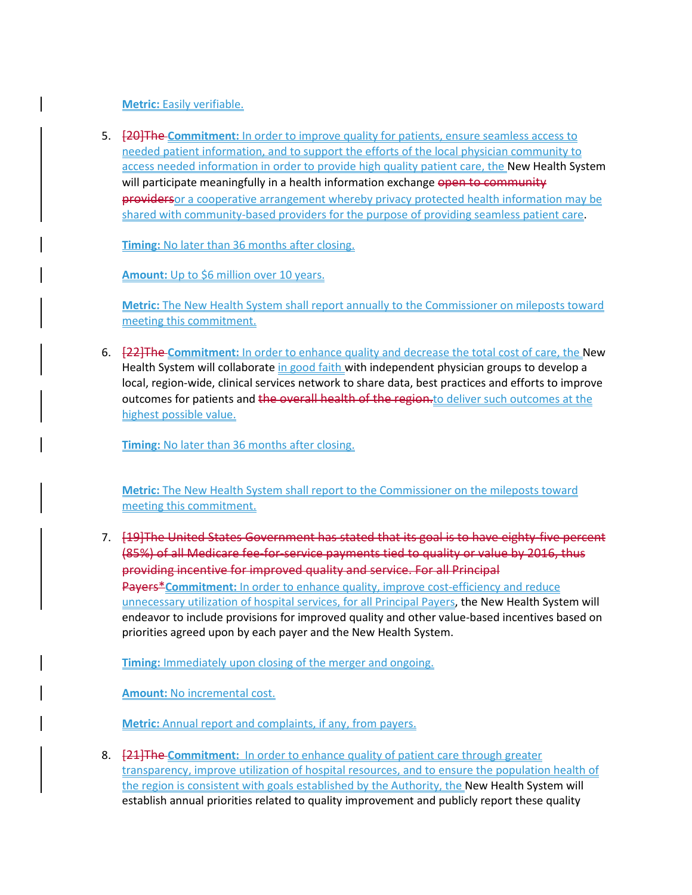**Metric:** Easily verifiable.

5. [20]The **Commitment:** In order to improve quality for patients, ensure seamless access to needed patient information, and to support the efforts of the local physician community to access needed information in order to provide high quality patient care, the New Health System will participate meaningfully in a health information exchange open to community providersor a cooperative arrangement whereby privacy protected health information may be shared with community-based providers for the purpose of providing seamless patient care.

   **Timing:** No later than 36 months after closing.

   **Amount:** Up to $6 million over 10 years.

   **Metric:** The New Health System shall report annually to the Commissioner on mileposts toward meeting this commitment.

6. [22]The **Commitment:** In order to enhance quality and decrease the total cost of care, the New Health System will collaborate in good faith with independent physician groups to develop a local, region-wide, clinical services network to share data, best practices and efforts to improve outcomes for patients and the overall health of the region.to deliver such outcomes at the highest possible value.

   **Timing:** No later than 36 months after closing.

   **Metric:** The New Health System shall report to the Commissioner on the mileposts toward meeting this commitment.

7. [19]The United States Government has stated that its goal is to have eighty-five percent (85%) of all Medicare fee-for-service payments tied to quality or value by 2016, thus providing incentive for improved quality and service. For all Principal Payers* **Commitment:** In order to enhance quality, improve cost-efficiency and reduce unnecessary utilization of hospital services, for all Principal Payers, the New Health System will endeavor to include provisions for improved quality and other value-based incentives based on priorities agreed upon by each payer and the New Health System.

   **Timing:** Immediately upon closing of the merger and ongoing.

   **Amount:** No incremental cost.

   **Metric:** Annual report and complaints, if any, from payers.

8. [21]The **Commitment:** In order to enhance quality of patient care through greater transparency, improve utilization of hospital resources, and to ensure the population health of the region is consistent with goals established by the Authority, the New Health System will establish annual priorities related to quality improvement and publicly report these quality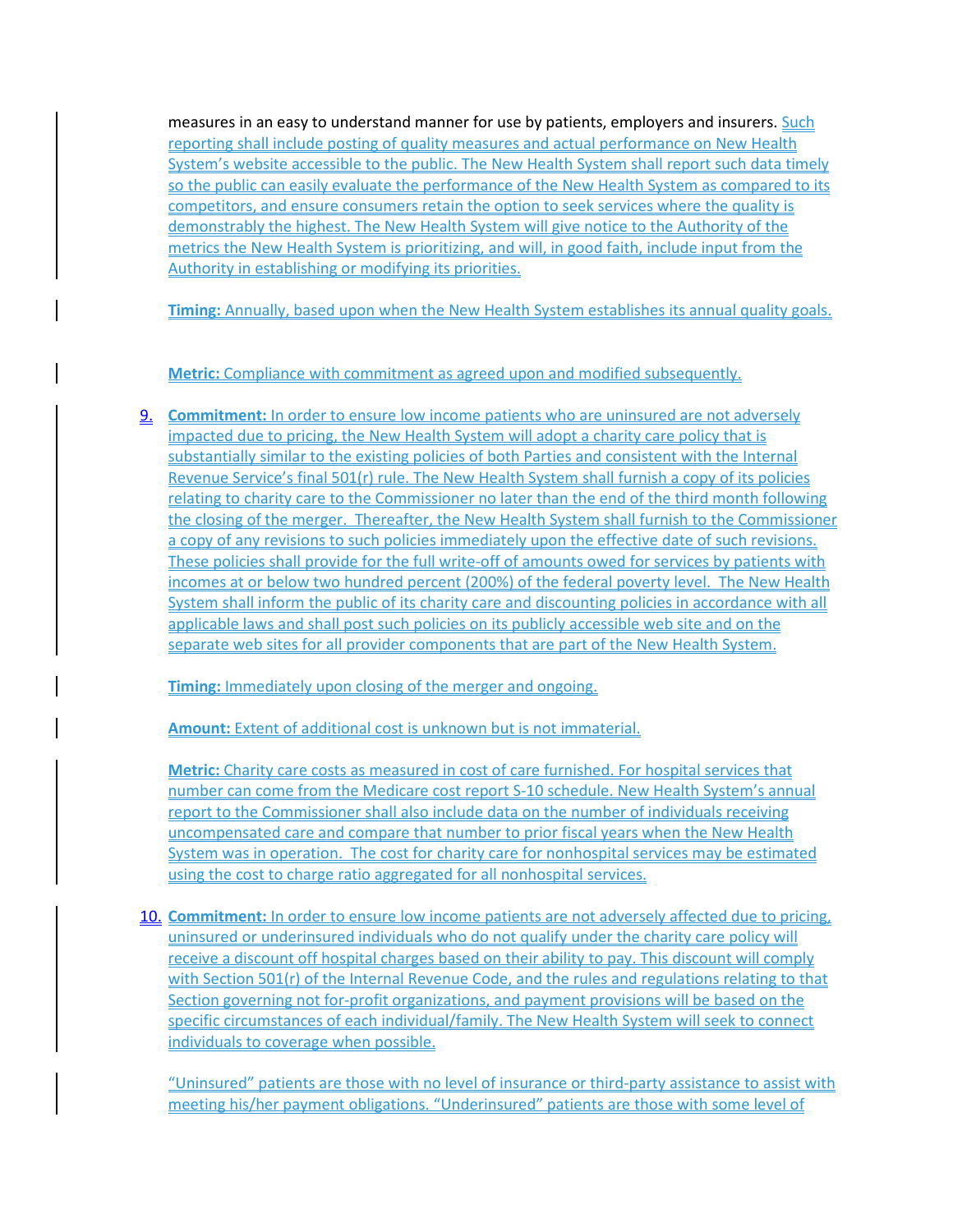measures in an easy to understand manner for use by patients, employers and insurers. Such reporting shall include posting of quality measures and actual performance on New Health System's website accessible to the public. The New Health System shall report such data timely so the public can easily evaluate the performance of the New Health System as compared to its competitors, and ensure consumers retain the option to seek services where the quality is demonstrably the highest. The New Health System will give notice to the Authority of the metrics the New Health System is prioritizing, and will, in good faith, include input from the Authority in establishing or modifying its priorities.

**Timing:** Annually, based upon when the New Health System establishes its annual quality goals.

**Metric:** Compliance with commitment as agreed upon and modified subsequently.

9. **Commitment:** In order to ensure low income patients who are uninsured are not adversely impacted due to pricing, the New Health System will adopt a charity care policy that is substantially similar to the existing policies of both Parties and consistent with the Internal Revenue Service's final 501(r) rule. The New Health System shall furnish a copy of its policies relating to charity care to the Commissioner no later than the end of the third month following the closing of the merger. Thereafter, the New Health System shall furnish to the Commissioner a copy of any revisions to such policies immediately upon the effective date of such revisions. These policies shall provide for the full write-off of amounts owed for services by patients with incomes at or below two hundred percent (200%) of the federal poverty level. The New Health System shall inform the public of its charity care and discounting policies in accordance with all applicable laws and shall post such policies on its publicly accessible web site and on the separate web sites for all provider components that are part of the New Health System.

   **Timing:** Immediately upon closing of the merger and ongoing.

   **Amount:** Extent of additional cost is unknown but is not immaterial.

   **Metric:** Charity care costs as measured in cost of care furnished. For hospital services that number can come from the Medicare cost report S-10 schedule. New Health System's annual report to the Commissioner shall also include data on the number of individuals receiving uncompensated care and compare that number to prior fiscal years when the New Health System was in operation. The cost for charity care for nonhospital services may be estimated using the cost to charge ratio aggregated for all nonhospital services.

10. **Commitment:** In order to ensure low income patients are not adversely affected due to pricing, uninsured or underinsured individuals who do not qualify under the charity care policy will receive a discount off hospital charges based on their ability to pay. This discount will comply with Section 501(r) of the Internal Revenue Code, and the rules and regulations relating to that Section governing not for-profit organizations, and payment provisions will be based on the specific circumstances of each individual/family. The New Health System will seek to connect individuals to coverage when possible.

    "Uninsured" patients are those with no level of insurance or third-party assistance to assist with meeting his/her payment obligations. "Underinsured" patients are those with some level of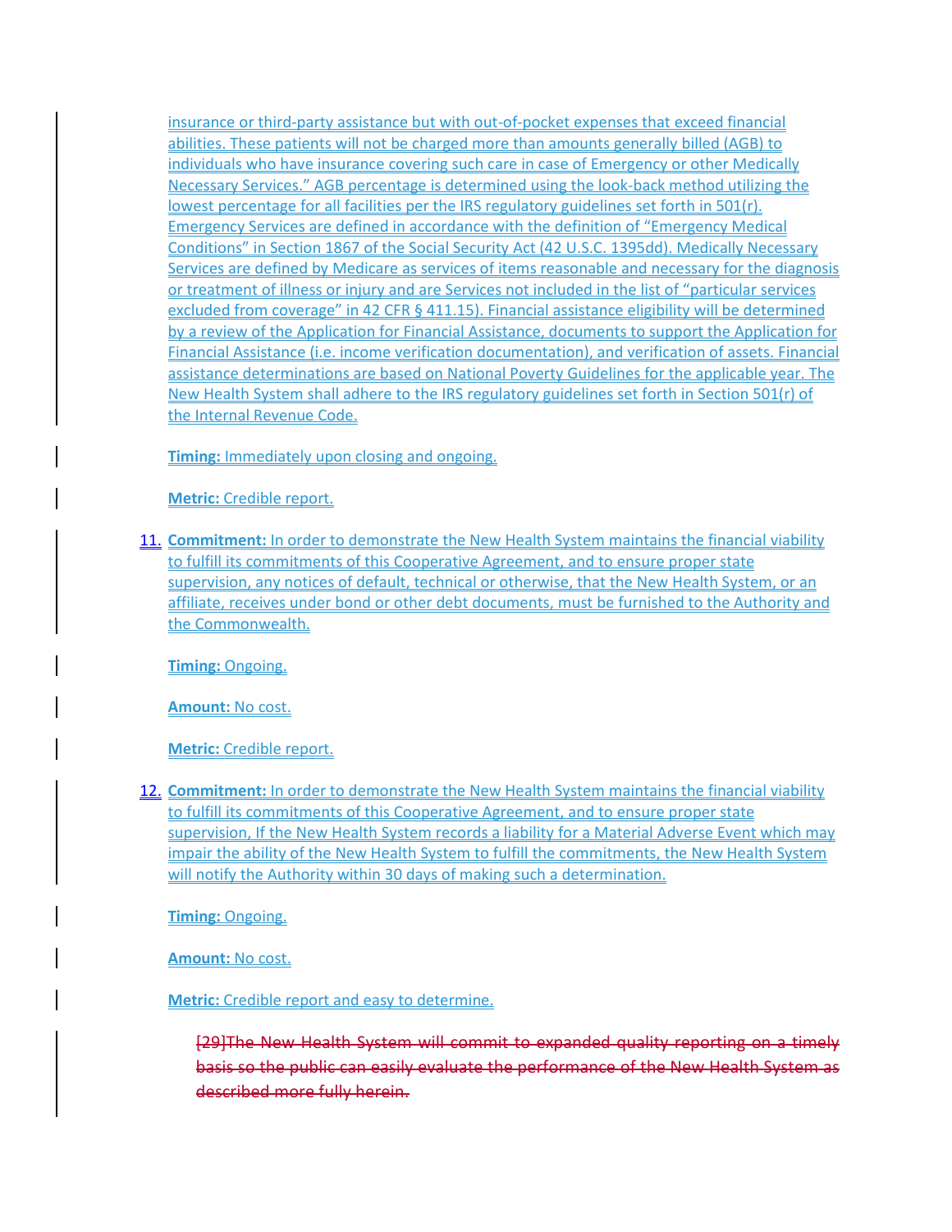insurance or third-party assistance but with out-of-pocket expenses that exceed financial abilities. These patients will not be charged more than amounts generally billed (AGB) to individuals who have insurance covering such care in case of Emergency or other Medically Necessary Services." AGB percentage is determined using the look-back method utilizing the lowest percentage for all facilities per the IRS regulatory guidelines set forth in 501(r). Emergency Services are defined in accordance with the definition of "Emergency Medical Conditions" in Section 1867 of the Social Security Act (42 U.S.C. 1395dd). Medically Necessary Services are defined by Medicare as services of items reasonable and necessary for the diagnosis or treatment of illness or injury and are Services not included in the list of "particular services excluded from coverage" in 42 CFR § 411.15). Financial assistance eligibility will be determined by a review of the Application for Financial Assistance, documents to support the Application for Financial Assistance (i.e. income verification documentation), and verification of assets. Financial assistance determinations are based on National Poverty Guidelines for the applicable year. The New Health System shall adhere to the IRS regulatory guidelines set forth in Section 501(r) of the Internal Revenue Code.

**Timing:** Immediately upon closing and ongoing.

**Metric:** Credible report.

11. **Commitment:** In order to demonstrate the New Health System maintains the financial viability to fulfill its commitments of this Cooperative Agreement, and to ensure proper state supervision, any notices of default, technical or otherwise, that the New Health System, or an affiliate, receives under bond or other debt documents, must be furnished to the Authority and the Commonwealth.

    **Timing:** Ongoing.

    **Amount:** No cost.

    **Metric:** Credible report.

12. **Commitment:** In order to demonstrate the New Health System maintains the financial viability to fulfill its commitments of this Cooperative Agreement, and to ensure proper state supervision, If the New Health System records a liability for a Material Adverse Event which may impair the ability of the New Health System to fulfill the commitments, the New Health System will notify the Authority within 30 days of making such a determination.

    **Timing:** Ongoing.

    **Amount:** No cost.

    **Metric:** Credible report and easy to determine.

~~[29]The New Health System will commit to expanded quality reporting on a timely basis so the public can easily evaluate the performance of the New Health System as described more fully herein.~~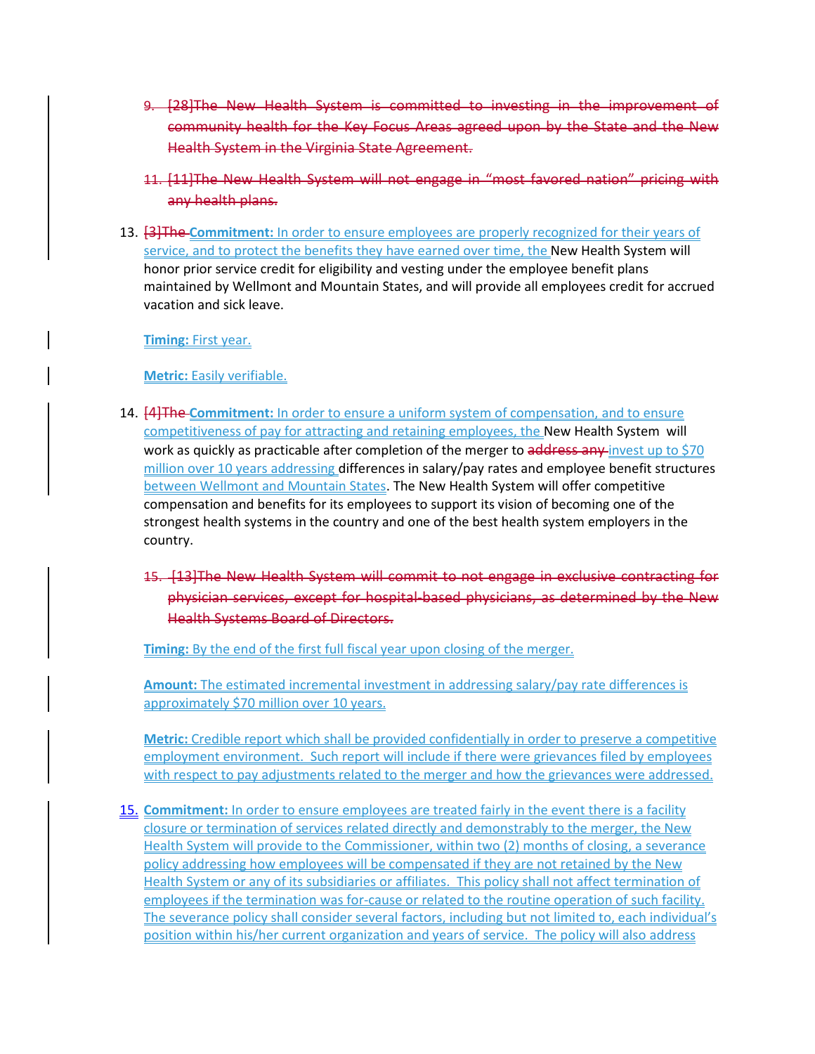9. ~~[28]The New Health System is committed to investing in the improvement of community health for the Key Focus Areas agreed upon by the State and the New Health System in the Virginia State Agreement.~~

11. ~~[11]The New Health System will not engage in "most favored nation" pricing with any health plans.~~

13. ~~[3]The~~ **Commitment:** In order to ensure employees are properly recognized for their years of service, and to protect the benefits they have earned over time, the New Health System will honor prior service credit for eligibility and vesting under the employee benefit plans maintained by Wellmont and Mountain States, and will provide all employees credit for accrued vacation and sick leave.

   **Timing:** First year.

   **Metric:** Easily verifiable.

14. ~~[4]The~~ **Commitment:** In order to ensure a uniform system of compensation, and to ensure competitiveness of pay for attracting and retaining employees, the New Health System will work as quickly as practicable after completion of the merger to ~~address any~~ invest up to $70 million over 10 years addressing differences in salary/pay rates and employee benefit structures between Wellmont and Mountain States. The New Health System will offer competitive compensation and benefits for its employees to support its vision of becoming one of the strongest health systems in the country and one of the best health system employers in the country.

   15. ~~[13]The New Health System will commit to not engage in exclusive contracting for physician services, except for hospital-based physicians, as determined by the New Health Systems Board of Directors.~~

   **Timing:** By the end of the first full fiscal year upon closing of the merger.

   **Amount:** The estimated incremental investment in addressing salary/pay rate differences is approximately $70 million over 10 years.

   **Metric:** Credible report which shall be provided confidentially in order to preserve a competitive employment environment. Such report will include if there were grievances filed by employees with respect to pay adjustments related to the merger and how the grievances were addressed.

15. **Commitment:** In order to ensure employees are treated fairly in the event there is a facility closure or termination of services related directly and demonstrably to the merger, the New Health System will provide to the Commissioner, within two (2) months of closing, a severance policy addressing how employees will be compensated if they are not retained by the New Health System or any of its subsidiaries or affiliates. This policy shall not affect termination of employees if the termination was for-cause or related to the routine operation of such facility. The severance policy shall consider several factors, including but not limited to, each individual's position within his/her current organization and years of service. The policy will also address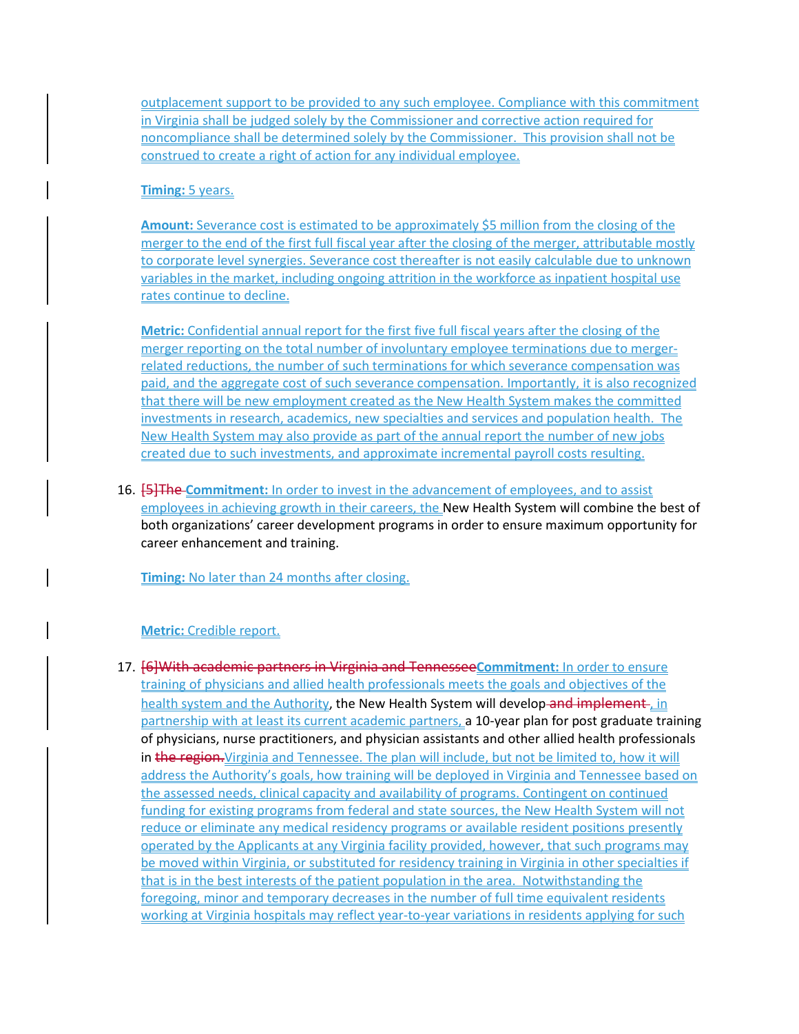outplacement support to be provided to any such employee. Compliance with this commitment in Virginia shall be judged solely by the Commissioner and corrective action required for noncompliance shall be determined solely by the Commissioner. This provision shall not be construed to create a right of action for any individual employee.

**Timing:** 5 years.

**Amount:** Severance cost is estimated to be approximately $5 million from the closing of the merger to the end of the first full fiscal year after the closing of the merger, attributable mostly to corporate level synergies. Severance cost thereafter is not easily calculable due to unknown variables in the market, including ongoing attrition in the workforce as inpatient hospital use rates continue to decline.

**Metric:** Confidential annual report for the first five full fiscal years after the closing of the merger reporting on the total number of involuntary employee terminations due to merger-related reductions, the number of such terminations for which severance compensation was paid, and the aggregate cost of such severance compensation. Importantly, it is also recognized that there will be new employment created as the New Health System makes the committed investments in research, academics, new specialties and services and population health. The New Health System may also provide as part of the annual report the number of new jobs created due to such investments, and approximate incremental payroll costs resulting.

16. ~~[5]The~~ **Commitment:** In order to invest in the advancement of employees, and to assist employees in achieving growth in their careers, the New Health System will combine the best of both organizations' career development programs in order to ensure maximum opportunity for career enhancement and training.

    **Timing:** No later than 24 months after closing.

    **Metric:** Credible report.

17. ~~[6]With academic partners in Virginia and Tennessee~~**Commitment:** In order to ensure training of physicians and allied health professionals meets the goals and objectives of the health system and the Authority, the New Health System will develop ~~and implement~~ , in partnership with at least its current academic partners, a 10-year plan for post graduate training of physicians, nurse practitioners, and physician assistants and other allied health professionals in ~~the region.~~Virginia and Tennessee. The plan will include, but not be limited to, how it will address the Authority's goals, how training will be deployed in Virginia and Tennessee based on the assessed needs, clinical capacity and availability of programs. Contingent on continued funding for existing programs from federal and state sources, the New Health System will not reduce or eliminate any medical residency programs or available resident positions presently operated by the Applicants at any Virginia facility provided, however, that such programs may be moved within Virginia, or substituted for residency training in Virginia in other specialties if that is in the best interests of the patient population in the area. Notwithstanding the foregoing, minor and temporary decreases in the number of full time equivalent residents working at Virginia hospitals may reflect year-to-year variations in residents applying for such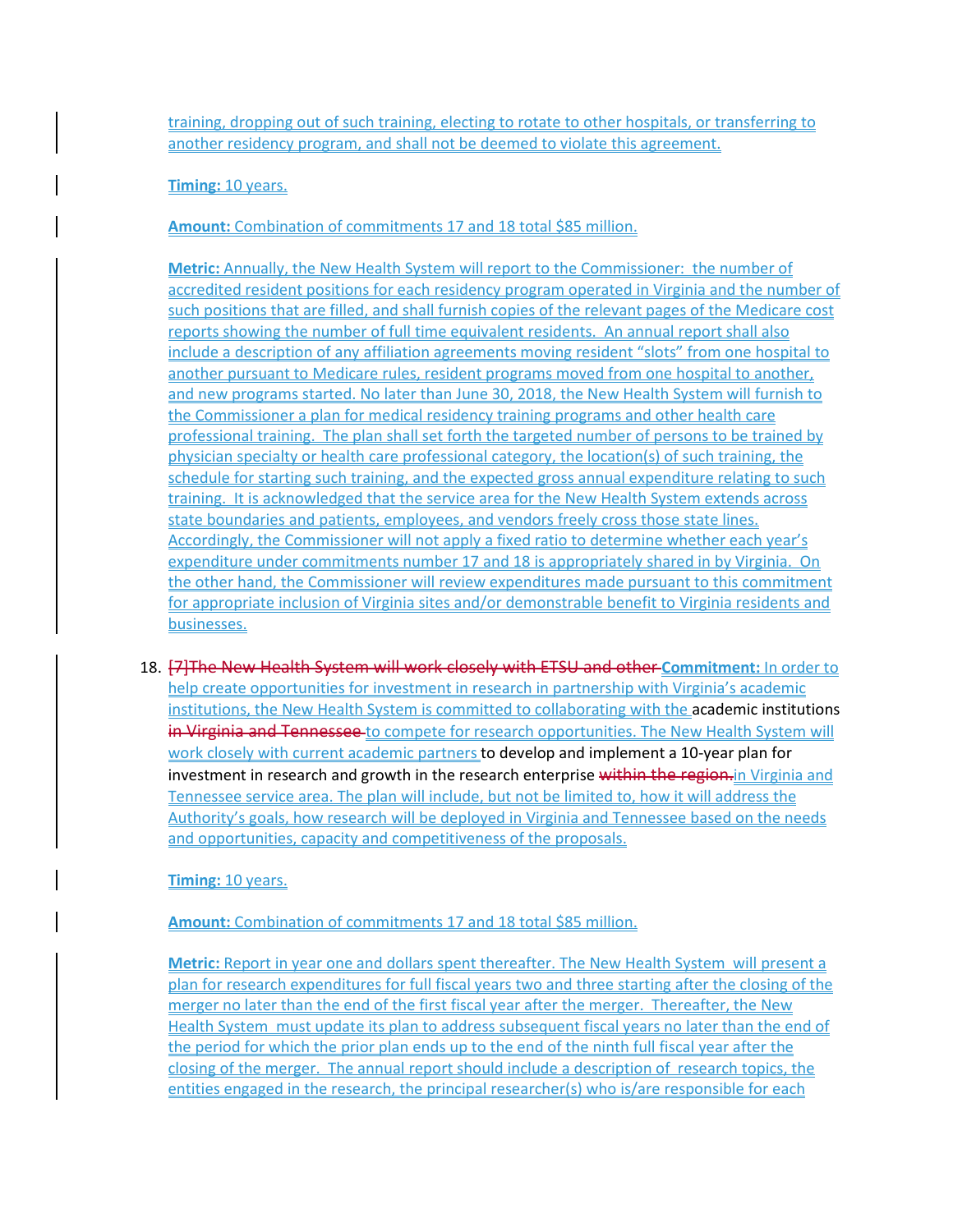training, dropping out of such training, electing to rotate to other hospitals, or transferring to another residency program, and shall not be deemed to violate this agreement.

**Timing:** 10 years.

**Amount:** Combination of commitments 17 and 18 total $85 million.

**Metric:** Annually, the New Health System will report to the Commissioner: the number of accredited resident positions for each residency program operated in Virginia and the number of such positions that are filled, and shall furnish copies of the relevant pages of the Medicare cost reports showing the number of full time equivalent residents. An annual report shall also include a description of any affiliation agreements moving resident "slots" from one hospital to another pursuant to Medicare rules, resident programs moved from one hospital to another, and new programs started. No later than June 30, 2018, the New Health System will furnish to the Commissioner a plan for medical residency training programs and other health care professional training. The plan shall set forth the targeted number of persons to be trained by physician specialty or health care professional category, the location(s) of such training, the schedule for starting such training, and the expected gross annual expenditure relating to such training. It is acknowledged that the service area for the New Health System extends across state boundaries and patients, employees, and vendors freely cross those state lines. Accordingly, the Commissioner will not apply a fixed ratio to determine whether each year's expenditure under commitments number 17 and 18 is appropriately shared in by Virginia. On the other hand, the Commissioner will review expenditures made pursuant to this commitment for appropriate inclusion of Virginia sites and/or demonstrable benefit to Virginia residents and businesses.

18. ~~[7]The New Health System will work closely with ETSU and other~~ **Commitment:** In order to help create opportunities for investment in research in partnership with Virginia's academic institutions, the New Health System is committed to collaborating with the academic institutions ~~in Virginia and Tennessee~~ to compete for research opportunities. The New Health System will work closely with current academic partners to develop and implement a 10-year plan for investment in research and growth in the research enterprise ~~within the region.~~ in Virginia and Tennessee service area. The plan will include, but not be limited to, how it will address the Authority's goals, how research will be deployed in Virginia and Tennessee based on the needs and opportunities, capacity and competitiveness of the proposals.

    **Timing:** 10 years.

    **Amount:** Combination of commitments 17 and 18 total $85 million.

    **Metric:** Report in year one and dollars spent thereafter. The New Health System will present a plan for research expenditures for full fiscal years two and three starting after the closing of the merger no later than the end of the first fiscal year after the merger. Thereafter, the New Health System must update its plan to address subsequent fiscal years no later than the end of the period for which the prior plan ends up to the end of the ninth full fiscal year after the closing of the merger. The annual report should include a description of research topics, the entities engaged in the research, the principal researcher(s) who is/are responsible for each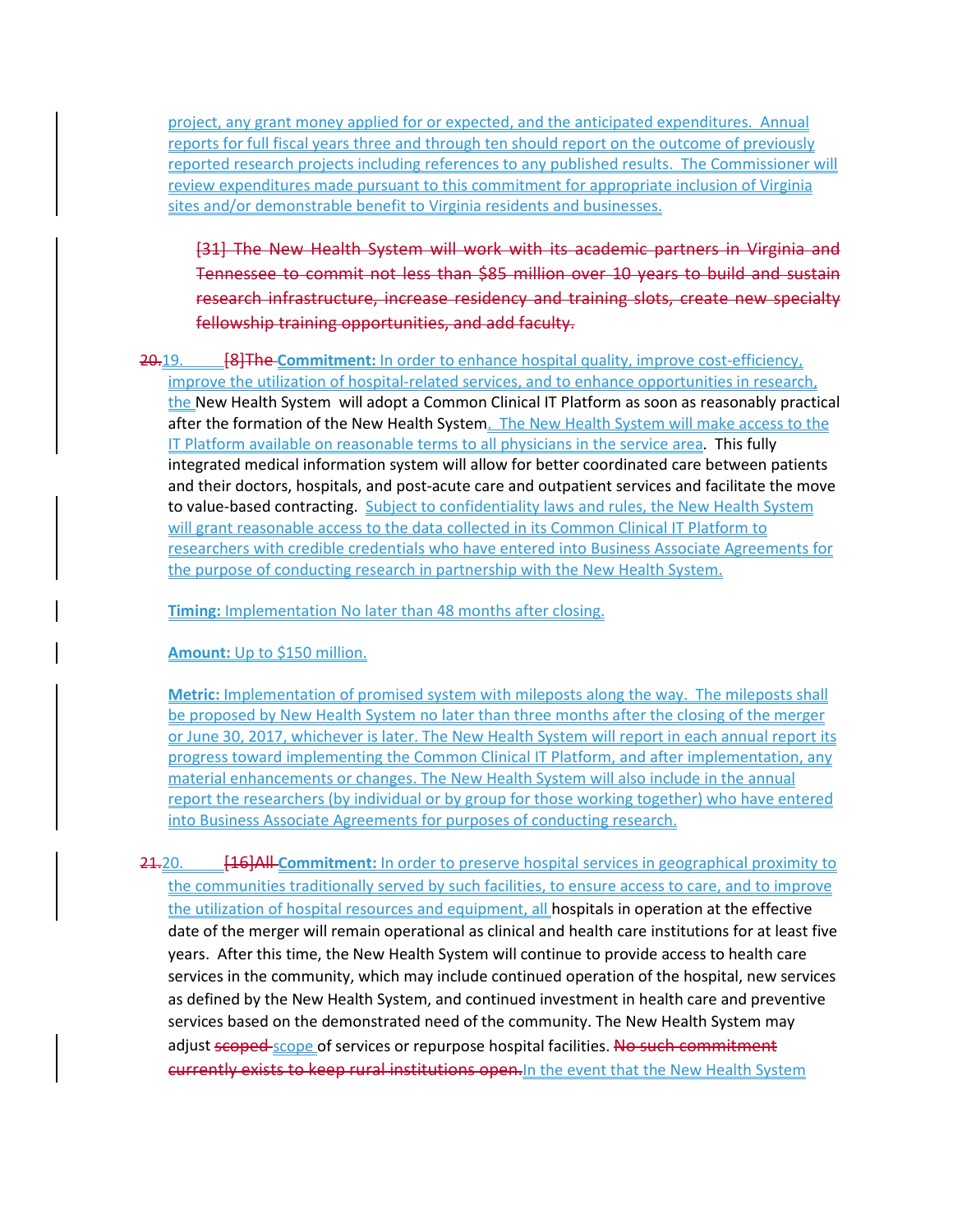project, any grant money applied for or expected, and the anticipated expenditures. Annual reports for full fiscal years three and through ten should report on the outcome of previously reported research projects including references to any published results. The Commissioner will review expenditures made pursuant to this commitment for appropriate inclusion of Virginia sites and/or demonstrable benefit to Virginia residents and businesses.

> ~~[31] The New Health System will work with its academic partners in Virginia and Tennessee to commit not less than $85 million over 10 years to build and sustain research infrastructure, increase residency and training slots, create new specialty fellowship training opportunities, and add faculty.~~

~~20.~~19. ~~[8]The~~ **Commitment:** In order to enhance hospital quality, improve cost-efficiency, improve the utilization of hospital-related services, and to enhance opportunities in research, the New Health System will adopt a Common Clinical IT Platform as soon as reasonably practical after the formation of the New Health System. The New Health System will make access to the IT Platform available on reasonable terms to all physicians in the service area. This fully integrated medical information system will allow for better coordinated care between patients and their doctors, hospitals, and post-acute care and outpatient services and facilitate the move to value-based contracting. Subject to confidentiality laws and rules, the New Health System will grant reasonable access to the data collected in its Common Clinical IT Platform to researchers with credible credentials who have entered into Business Associate Agreements for the purpose of conducting research in partnership with the New Health System.

**Timing:** Implementation No later than 48 months after closing.

**Amount:** Up to $150 million.

**Metric:** Implementation of promised system with mileposts along the way. The mileposts shall be proposed by New Health System no later than three months after the closing of the merger or June 30, 2017, whichever is later. The New Health System will report in each annual report its progress toward implementing the Common Clinical IT Platform, and after implementation, any material enhancements or changes. The New Health System will also include in the annual report the researchers (by individual or by group for those working together) who have entered into Business Associate Agreements for purposes of conducting research.

~~21.~~20. ~~[16]All~~ **Commitment:** In order to preserve hospital services in geographical proximity to the communities traditionally served by such facilities, to ensure access to care, and to improve the utilization of hospital resources and equipment, all hospitals in operation at the effective date of the merger will remain operational as clinical and health care institutions for at least five years. After this time, the New Health System will continue to provide access to health care services in the community, which may include continued operation of the hospital, new services as defined by the New Health System, and continued investment in health care and preventive services based on the demonstrated need of the community. The New Health System may adjust ~~scoped~~ scope of services or repurpose hospital facilities. ~~No such commitment currently exists to keep rural institutions open.~~In the event that the New Health System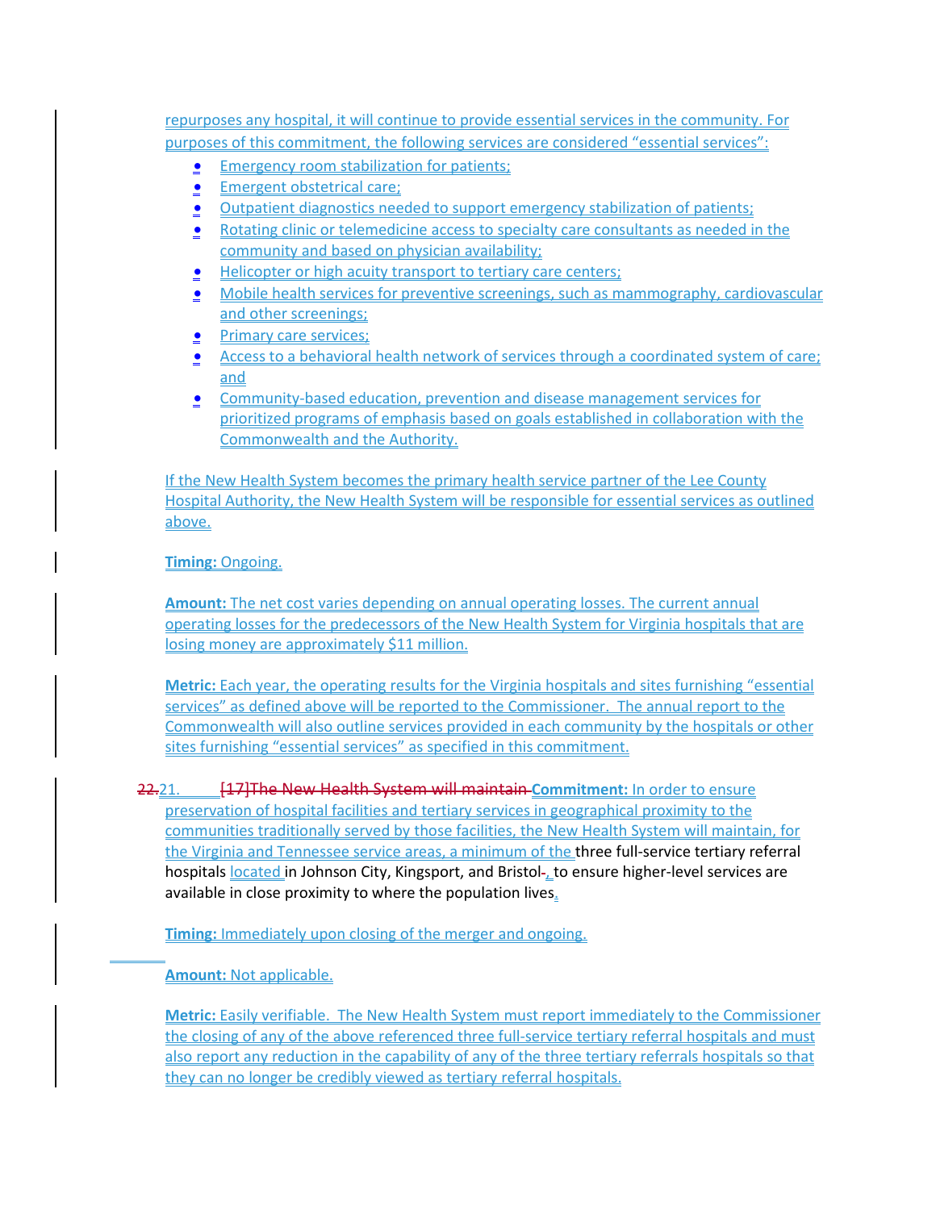repurposes any hospital, it will continue to provide essential services in the community. For purposes of this commitment, the following services are considered "essential services":

- Emergency room stabilization for patients;
- Emergent obstetrical care;
- Outpatient diagnostics needed to support emergency stabilization of patients;
- Rotating clinic or telemedicine access to specialty care consultants as needed in the community and based on physician availability;
- Helicopter or high acuity transport to tertiary care centers;
- Mobile health services for preventive screenings, such as mammography, cardiovascular and other screenings;
- Primary care services;
- Access to a behavioral health network of services through a coordinated system of care; and
- Community-based education, prevention and disease management services for prioritized programs of emphasis based on goals established in collaboration with the Commonwealth and the Authority.

If the New Health System becomes the primary health service partner of the Lee County Hospital Authority, the New Health System will be responsible for essential services as outlined above.

**Timing:** Ongoing.

**Amount:** The net cost varies depending on annual operating losses. The current annual operating losses for the predecessors of the New Health System for Virginia hospitals that are losing money are approximately $11 million.

**Metric:** Each year, the operating results for the Virginia hospitals and sites furnishing "essential services" as defined above will be reported to the Commissioner. The annual report to the Commonwealth will also outline services provided in each community by the hospitals or other sites furnishing "essential services" as specified in this commitment.

~~22.~~21. ~~[17]The New Health System will maintain~~ **Commitment:** In order to ensure preservation of hospital facilities and tertiary services in geographical proximity to the communities traditionally served by those facilities, the New Health System will maintain, for the Virginia and Tennessee service areas, a minimum of the three full-service tertiary referral hospitals located in Johnson City, Kingsport, and Bristol~~.~~, to ensure higher-level services are available in close proximity to where the population lives.

**Timing:** Immediately upon closing of the merger and ongoing.

**Amount:** Not applicable.

**Metric:** Easily verifiable. The New Health System must report immediately to the Commissioner the closing of any of the above referenced three full-service tertiary referral hospitals and must also report any reduction in the capability of any of the three tertiary referrals hospitals so that they can no longer be credibly viewed as tertiary referral hospitals.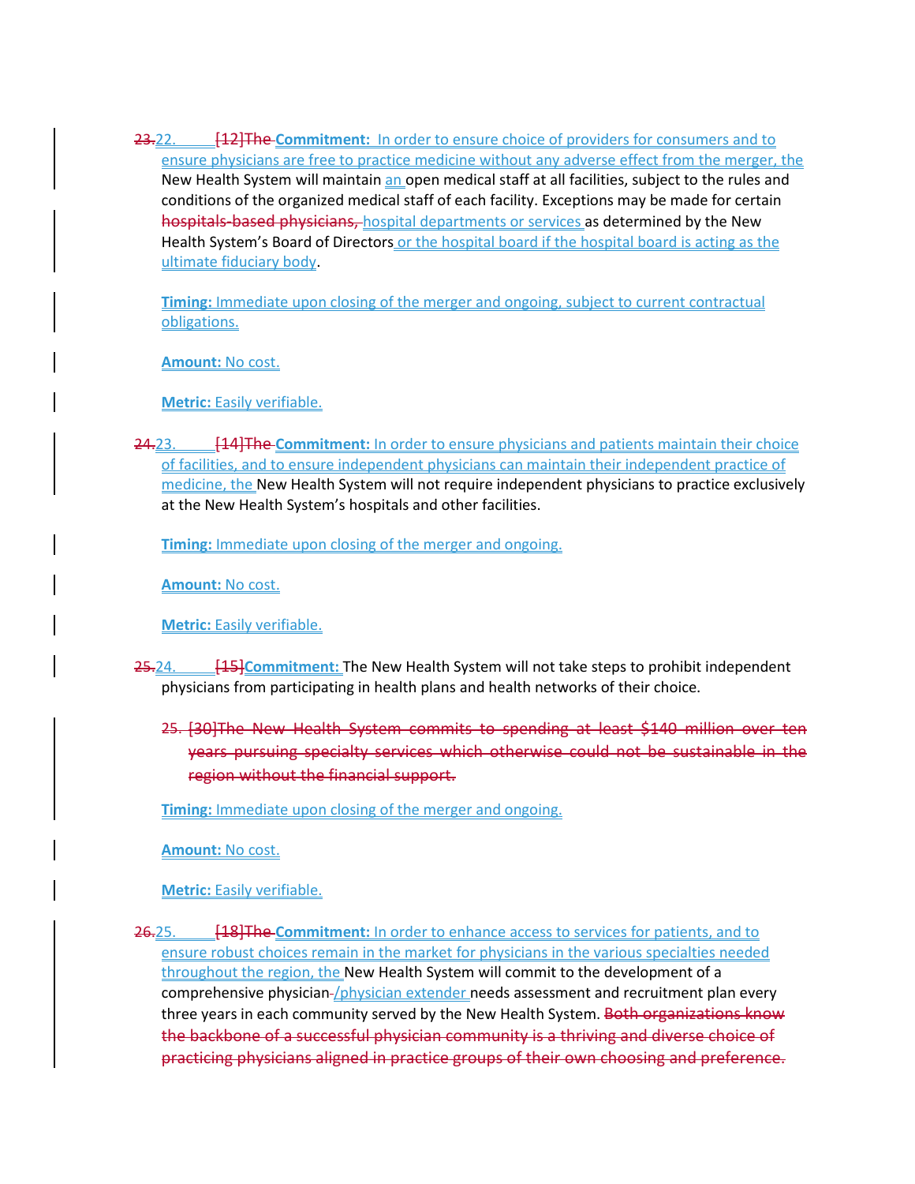23.22. [12]The **Commitment:** In order to ensure choice of providers for consumers and to ensure physicians are free to practice medicine without any adverse effect from the merger, the New Health System will maintain an open medical staff at all facilities, subject to the rules and conditions of the organized medical staff of each facility. Exceptions may be made for certain hospitals-based physicians, hospital departments or services as determined by the New Health System's Board of Directors or the hospital board if the hospital board is acting as the ultimate fiduciary body.

**Timing:** Immediate upon closing of the merger and ongoing, subject to current contractual obligations.

**Amount:** No cost.

**Metric:** Easily verifiable.

24.23. [14]The **Commitment:** In order to ensure physicians and patients maintain their choice of facilities, and to ensure independent physicians can maintain their independent practice of medicine, the New Health System will not require independent physicians to practice exclusively at the New Health System's hospitals and other facilities.

**Timing:** Immediate upon closing of the merger and ongoing.

**Amount:** No cost.

**Metric:** Easily verifiable.

25.24. [15]**Commitment:** The New Health System will not take steps to prohibit independent physicians from participating in health plans and health networks of their choice.

25. ~~[30]The New Health System commits to spending at least $140 million over ten years pursuing specialty services which otherwise could not be sustainable in the region without the financial support.~~

**Timing:** Immediate upon closing of the merger and ongoing.

**Amount:** No cost.

**Metric:** Easily verifiable.

26.25. [18]The **Commitment:** In order to enhance access to services for patients, and to ensure robust choices remain in the market for physicians in the various specialties needed throughout the region, the New Health System will commit to the development of a comprehensive physician-/physician extender needs assessment and recruitment plan every three years in each community served by the New Health System. ~~Both organizations know the backbone of a successful physician community is a thriving and diverse choice of practicing physicians aligned in practice groups of their own choosing and preference.~~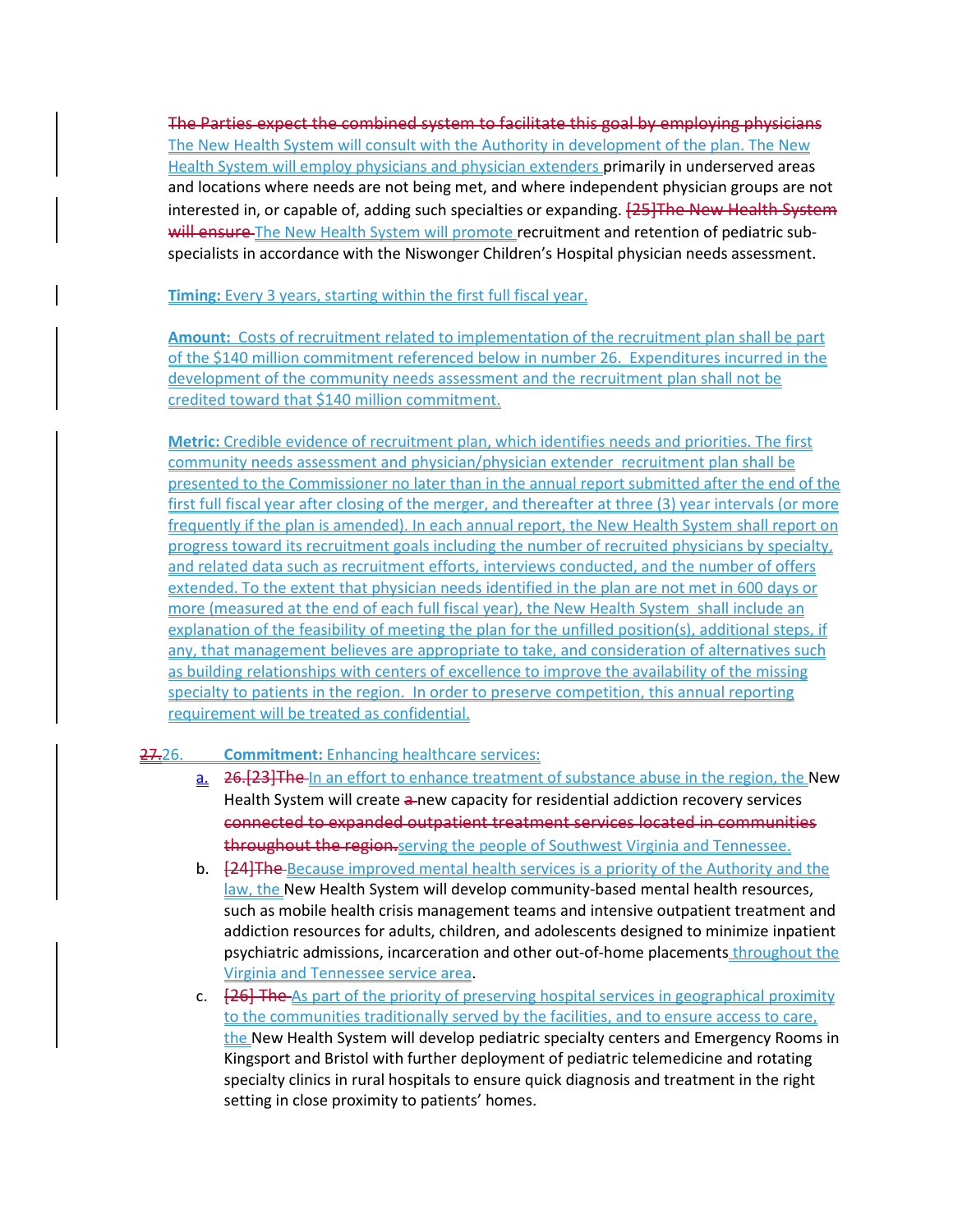~~The Parties expect the combined system to facilitate this goal by employing physicians~~ The New Health System will consult with the Authority in development of the plan. The New Health System will employ physicians and physician extenders primarily in underserved areas and locations where needs are not being met, and where independent physician groups are not interested in, or capable of, adding such specialties or expanding. ~~[25]The New Health System will ensure~~ The New Health System will promote recruitment and retention of pediatric sub-specialists in accordance with the Niswonger Children's Hospital physician needs assessment.

**Timing:** Every 3 years, starting within the first full fiscal year.

**Amount:** Costs of recruitment related to implementation of the recruitment plan shall be part of the $140 million commitment referenced below in number 26. Expenditures incurred in the development of the community needs assessment and the recruitment plan shall not be credited toward that $140 million commitment.

**Metric:** Credible evidence of recruitment plan, which identifies needs and priorities. The first community needs assessment and physician/physician extender recruitment plan shall be presented to the Commissioner no later than in the annual report submitted after the end of the first full fiscal year after closing of the merger, and thereafter at three (3) year intervals (or more frequently if the plan is amended). In each annual report, the New Health System shall report on progress toward its recruitment goals including the number of recruited physicians by specialty, and related data such as recruitment efforts, interviews conducted, and the number of offers extended. To the extent that physician needs identified in the plan are not met in 600 days or more (measured at the end of each full fiscal year), the New Health System shall include an explanation of the feasibility of meeting the plan for the unfilled position(s), additional steps, if any, that management believes are appropriate to take, and consideration of alternatives such as building relationships with centers of excellence to improve the availability of the missing specialty to patients in the region. In order to preserve competition, this annual reporting requirement will be treated as confidential.

~~27.~~26. **Commitment:** Enhancing healthcare services:

a. ~~26.[23]The~~ In an effort to enhance treatment of substance abuse in the region, the New Health System will create ~~a~~ new capacity for residential addiction recovery services ~~connected to expanded outpatient treatment services located in communities throughout the region.~~ serving the people of Southwest Virginia and Tennessee.

b. ~~[24]The~~ Because improved mental health services is a priority of the Authority and the law, the New Health System will develop community-based mental health resources, such as mobile health crisis management teams and intensive outpatient treatment and addiction resources for adults, children, and adolescents designed to minimize inpatient psychiatric admissions, incarceration and other out-of-home placements throughout the Virginia and Tennessee service area.

c. ~~[26] The~~ As part of the priority of preserving hospital services in geographical proximity to the communities traditionally served by the facilities, and to ensure access to care, the New Health System will develop pediatric specialty centers and Emergency Rooms in Kingsport and Bristol with further deployment of pediatric telemedicine and rotating specialty clinics in rural hospitals to ensure quick diagnosis and treatment in the right setting in close proximity to patients' homes.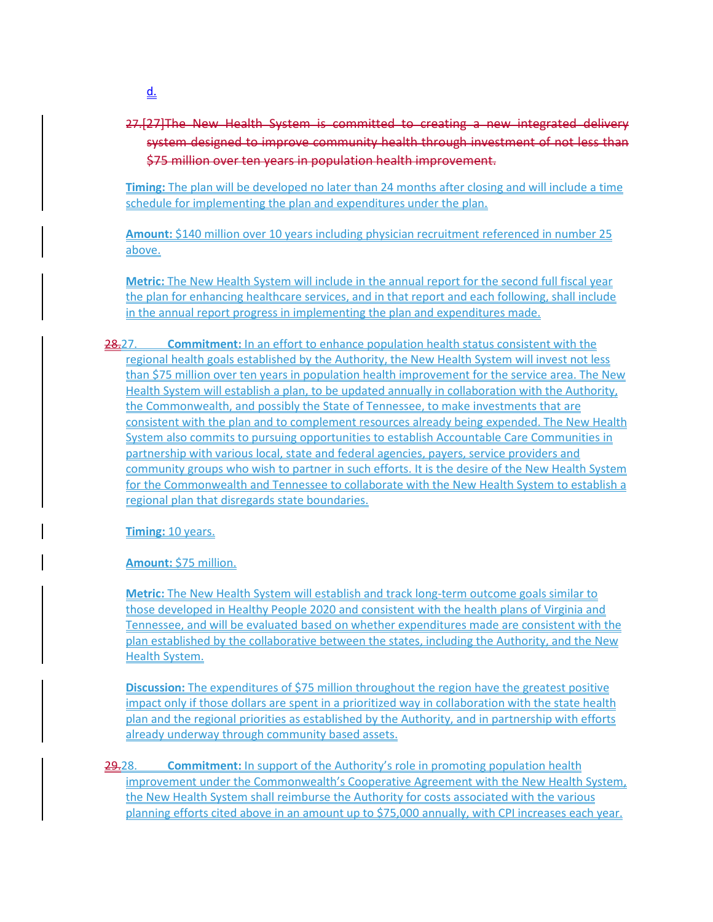d.

~~27.[27]The New Health System is committed to creating a new integrated delivery system designed to improve community health through investment of not less than $75 million over ten years in population health improvement.~~

**Timing:** The plan will be developed no later than 24 months after closing and will include a time schedule for implementing the plan and expenditures under the plan.

**Amount:** $140 million over 10 years including physician recruitment referenced in number 25 above.

**Metric:** The New Health System will include in the annual report for the second full fiscal year the plan for enhancing healthcare services, and in that report and each following, shall include in the annual report progress in implementing the plan and expenditures made.

~~28.~~27. **Commitment:** In an effort to enhance population health status consistent with the regional health goals established by the Authority, the New Health System will invest not less than $75 million over ten years in population health improvement for the service area. The New Health System will establish a plan, to be updated annually in collaboration with the Authority, the Commonwealth, and possibly the State of Tennessee, to make investments that are consistent with the plan and to complement resources already being expended. The New Health System also commits to pursuing opportunities to establish Accountable Care Communities in partnership with various local, state and federal agencies, payers, service providers and community groups who wish to partner in such efforts. It is the desire of the New Health System for the Commonwealth and Tennessee to collaborate with the New Health System to establish a regional plan that disregards state boundaries.

**Timing:** 10 years.

**Amount:** $75 million.

**Metric:** The New Health System will establish and track long-term outcome goals similar to those developed in Healthy People 2020 and consistent with the health plans of Virginia and Tennessee, and will be evaluated based on whether expenditures made are consistent with the plan established by the collaborative between the states, including the Authority, and the New Health System.

**Discussion:** The expenditures of $75 million throughout the region have the greatest positive impact only if those dollars are spent in a prioritized way in collaboration with the state health plan and the regional priorities as established by the Authority, and in partnership with efforts already underway through community based assets.

~~29.~~28. **Commitment:** In support of the Authority's role in promoting population health improvement under the Commonwealth's Cooperative Agreement with the New Health System, the New Health System shall reimburse the Authority for costs associated with the various planning efforts cited above in an amount up to $75,000 annually, with CPI increases each year.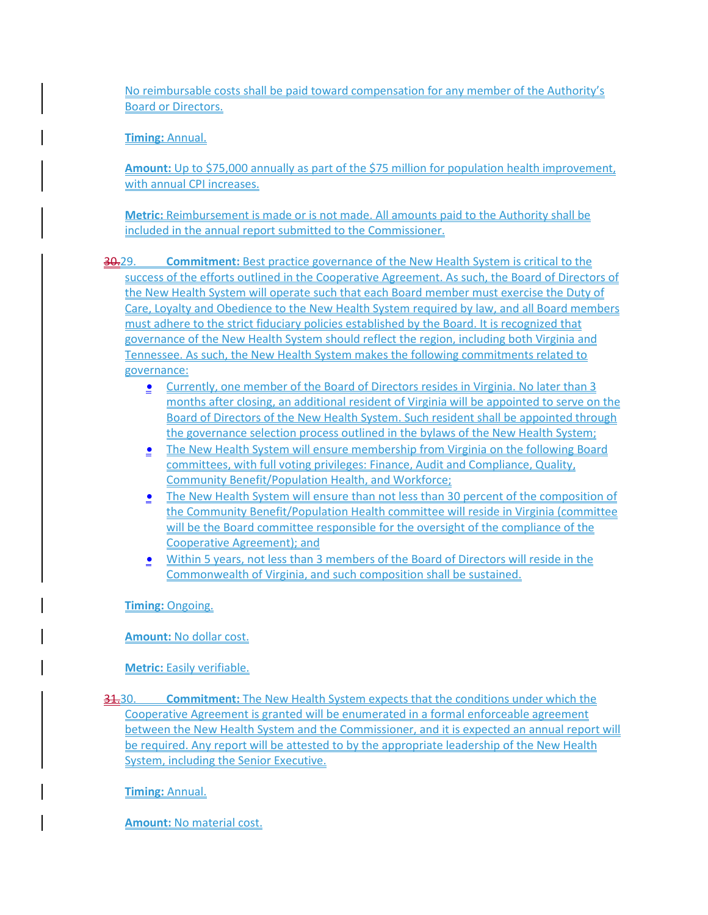No reimbursable costs shall be paid toward compensation for any member of the Authority's Board or Directors.

**Timing:** Annual.

**Amount:** Up to $75,000 annually as part of the $75 million for population health improvement, with annual CPI increases.

**Metric:** Reimbursement is made or is not made. All amounts paid to the Authority shall be included in the annual report submitted to the Commissioner.

~~30.~~29. **Commitment:** Best practice governance of the New Health System is critical to the success of the efforts outlined in the Cooperative Agreement. As such, the Board of Directors of the New Health System will operate such that each Board member must exercise the Duty of Care, Loyalty and Obedience to the New Health System required by law, and all Board members must adhere to the strict fiduciary policies established by the Board. It is recognized that governance of the New Health System should reflect the region, including both Virginia and Tennessee. As such, the New Health System makes the following commitments related to governance:

- Currently, one member of the Board of Directors resides in Virginia. No later than 3 months after closing, an additional resident of Virginia will be appointed to serve on the Board of Directors of the New Health System. Such resident shall be appointed through the governance selection process outlined in the bylaws of the New Health System;
- The New Health System will ensure membership from Virginia on the following Board committees, with full voting privileges: Finance, Audit and Compliance, Quality, Community Benefit/Population Health, and Workforce;
- The New Health System will ensure than not less than 30 percent of the composition of the Community Benefit/Population Health committee will reside in Virginia (committee will be the Board committee responsible for the oversight of the compliance of the Cooperative Agreement); and
- Within 5 years, not less than 3 members of the Board of Directors will reside in the Commonwealth of Virginia, and such composition shall be sustained.

**Timing:** Ongoing.

**Amount:** No dollar cost.

**Metric:** Easily verifiable.

~~31.~~30. **Commitment:** The New Health System expects that the conditions under which the Cooperative Agreement is granted will be enumerated in a formal enforceable agreement between the New Health System and the Commissioner, and it is expected an annual report will be required. Any report will be attested to by the appropriate leadership of the New Health System, including the Senior Executive.

**Timing:** Annual.

**Amount:** No material cost.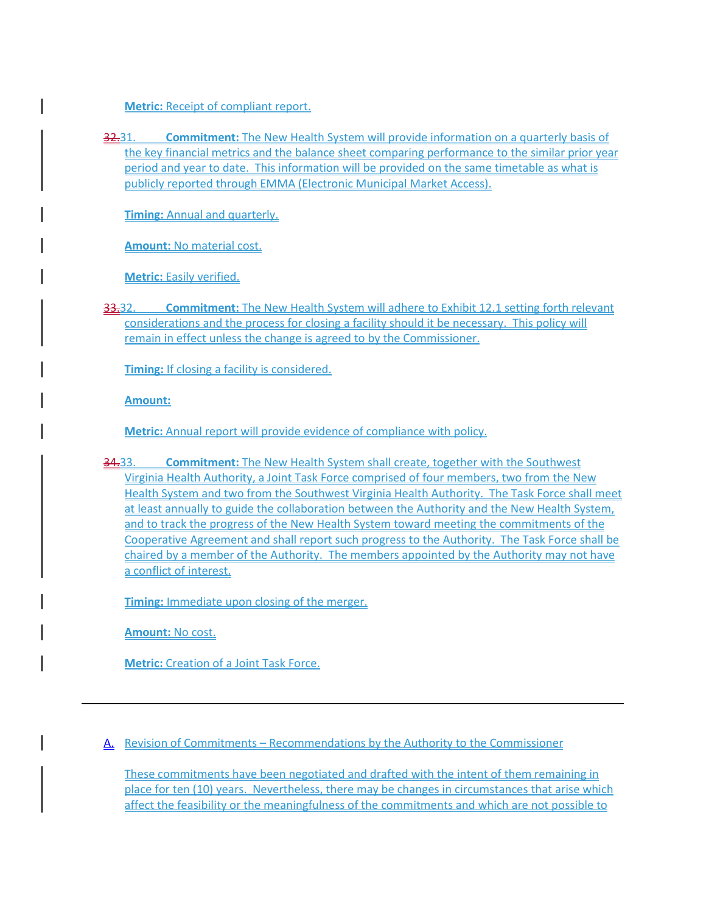**Metric:** Receipt of compliant report.

~~32.~~31. **Commitment:** The New Health System will provide information on a quarterly basis of the key financial metrics and the balance sheet comparing performance to the similar prior year period and year to date. This information will be provided on the same timetable as what is publicly reported through EMMA (Electronic Municipal Market Access).

**Timing:** Annual and quarterly.

**Amount:** No material cost.

**Metric:** Easily verified.

~~33.~~32. **Commitment:** The New Health System will adhere to Exhibit 12.1 setting forth relevant considerations and the process for closing a facility should it be necessary. This policy will remain in effect unless the change is agreed to by the Commissioner.

**Timing:** If closing a facility is considered.

**Amount:**

**Metric:** Annual report will provide evidence of compliance with policy.

~~34.~~33. **Commitment:** The New Health System shall create, together with the Southwest Virginia Health Authority, a Joint Task Force comprised of four members, two from the New Health System and two from the Southwest Virginia Health Authority. The Task Force shall meet at least annually to guide the collaboration between the Authority and the New Health System, and to track the progress of the New Health System toward meeting the commitments of the Cooperative Agreement and shall report such progress to the Authority. The Task Force shall be chaired by a member of the Authority. The members appointed by the Authority may not have a conflict of interest.

**Timing:** Immediate upon closing of the merger.

**Amount:** No cost.

**Metric:** Creation of a Joint Task Force.

---

A. Revision of Commitments – Recommendations by the Authority to the Commissioner

These commitments have been negotiated and drafted with the intent of them remaining in place for ten (10) years. Nevertheless, there may be changes in circumstances that arise which affect the feasibility or the meaningfulness of the commitments and which are not possible to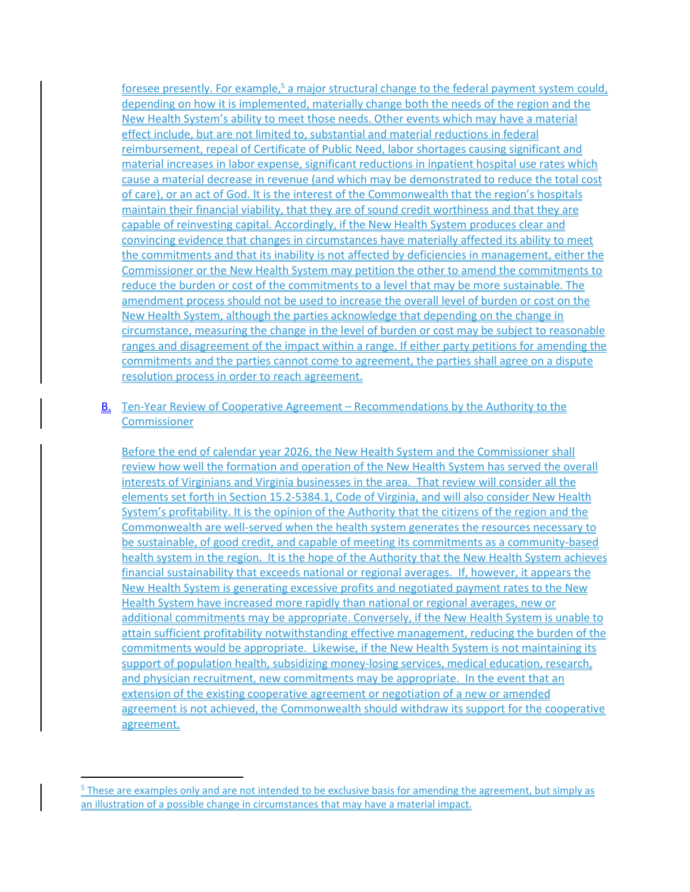foresee presently. For example,[5] a major structural change to the federal payment system could, depending on how it is implemented, materially change both the needs of the region and the New Health System's ability to meet those needs. Other events which may have a material effect include, but are not limited to, substantial and material reductions in federal reimbursement, repeal of Certificate of Public Need, labor shortages causing significant and material increases in labor expense, significant reductions in inpatient hospital use rates which cause a material decrease in revenue (and which may be demonstrated to reduce the total cost of care), or an act of God. It is the interest of the Commonwealth that the region's hospitals maintain their financial viability, that they are of sound credit worthiness and that they are capable of reinvesting capital. Accordingly, if the New Health System produces clear and convincing evidence that changes in circumstances have materially affected its ability to meet the commitments and that its inability is not affected by deficiencies in management, either the Commissioner or the New Health System may petition the other to amend the commitments to reduce the burden or cost of the commitments to a level that may be more sustainable. The amendment process should not be used to increase the overall level of burden or cost on the New Health System, although the parties acknowledge that depending on the change in circumstance, measuring the change in the level of burden or cost may be subject to reasonable ranges and disagreement of the impact within a range. If either party petitions for amending the commitments and the parties cannot come to agreement, the parties shall agree on a dispute resolution process in order to reach agreement.

B. Ten-Year Review of Cooperative Agreement – Recommendations by the Authority to the Commissioner

Before the end of calendar year 2026, the New Health System and the Commissioner shall review how well the formation and operation of the New Health System has served the overall interests of Virginians and Virginia businesses in the area. That review will consider all the elements set forth in Section 15.2-5384.1, Code of Virginia, and will also consider New Health System's profitability. It is the opinion of the Authority that the citizens of the region and the Commonwealth are well-served when the health system generates the resources necessary to be sustainable, of good credit, and capable of meeting its commitments as a community-based health system in the region. It is the hope of the Authority that the New Health System achieves financial sustainability that exceeds national or regional averages. If, however, it appears the New Health System is generating excessive profits and negotiated payment rates to the New Health System have increased more rapidly than national or regional averages, new or additional commitments may be appropriate. Conversely, if the New Health System is unable to attain sufficient profitability notwithstanding effective management, reducing the burden of the commitments would be appropriate. Likewise, if the New Health System is not maintaining its support of population health, subsidizing money-losing services, medical education, research, and physician recruitment, new commitments may be appropriate. In the event that an extension of the existing cooperative agreement or negotiation of a new or amended agreement is not achieved, the Commonwealth should withdraw its support for the cooperative agreement.

[5] These are examples only and are not intended to be exclusive basis for amending the agreement, but simply as an illustration of a possible change in circumstances that may have a material impact.